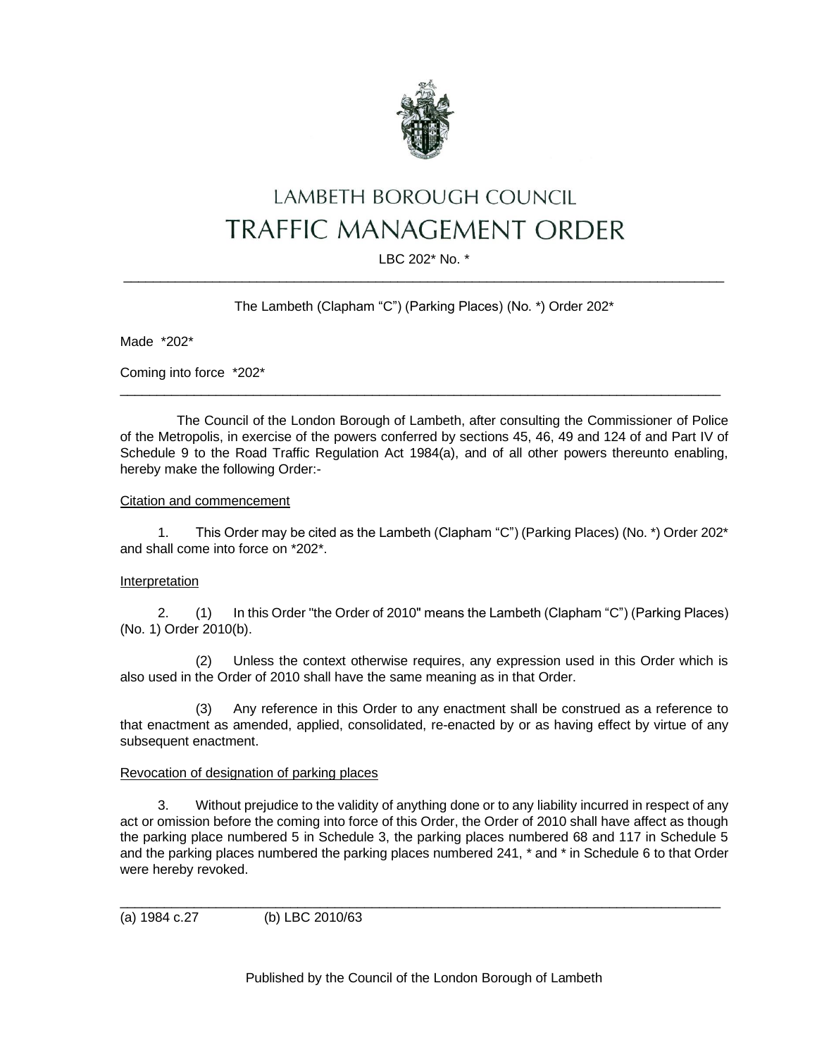# LAMBETH BOROUGH COUNCIL
# TRAFFIC MANAGEMENT ORDER

LBC 202* No. *

---

The Lambeth (Clapham "C") (Parking Places) (No. *) Order 202*

Made *202*

Coming into force *202*

---

The Council of the London Borough of Lambeth, after consulting the Commissioner of Police of the Metropolis, in exercise of the powers conferred by sections 45, 46, 49 and 124 of and Part IV of Schedule 9 to the Road Traffic Regulation Act 1984(a), and of all other powers thereunto enabling, hereby make the following Order:-

Citation and commencement

1. This Order may be cited as the Lambeth (Clapham "C") (Parking Places) (No. *) Order 202* and shall come into force on *202*.

Interpretation

2. (1) In this Order "the Order of 2010" means the Lambeth (Clapham "C") (Parking Places) (No. 1) Order 2010(b).

(2) Unless the context otherwise requires, any expression used in this Order which is also used in the Order of 2010 shall have the same meaning as in that Order.

(3) Any reference in this Order to any enactment shall be construed as a reference to that enactment as amended, applied, consolidated, re-enacted by or as having effect by virtue of any subsequent enactment.

Revocation of designation of parking places

3. Without prejudice to the validity of anything done or to any liability incurred in respect of any act or omission before the coming into force of this Order, the Order of 2010 shall have affect as though the parking place numbered 5 in Schedule 3, the parking places numbered 68 and 117 in Schedule 5 and the parking places numbered the parking places numbered 241, * and * in Schedule 6 to that Order were hereby revoked.

---

(a) 1984 c.27 (b) LBC 2010/63

Published by the Council of the London Borough of Lambeth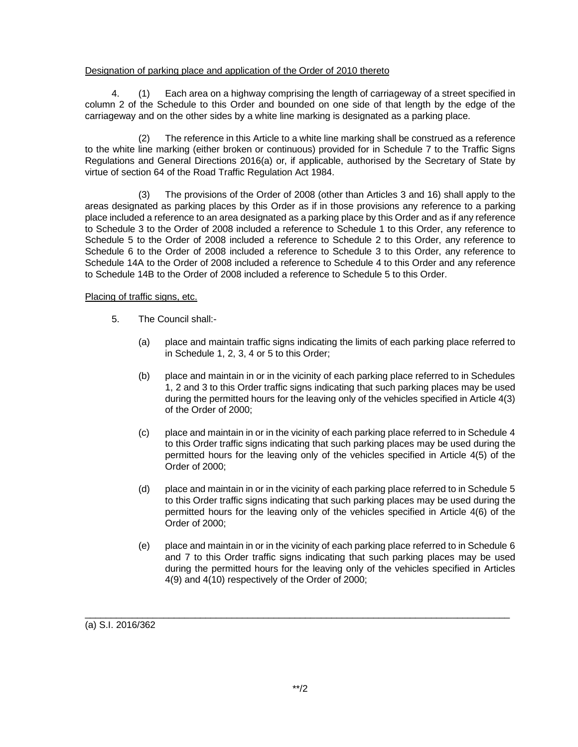Designation of parking place and application of the Order of 2010 thereto

4. (1) Each area on a highway comprising the length of carriageway of a street specified in column 2 of the Schedule to this Order and bounded on one side of that length by the edge of the carriageway and on the other sides by a white line marking is designated as a parking place.

(2) The reference in this Article to a white line marking shall be construed as a reference to the white line marking (either broken or continuous) provided for in Schedule 7 to the Traffic Signs Regulations and General Directions 2016(a) or, if applicable, authorised by the Secretary of State by virtue of section 64 of the Road Traffic Regulation Act 1984.

(3) The provisions of the Order of 2008 (other than Articles 3 and 16) shall apply to the areas designated as parking places by this Order as if in those provisions any reference to a parking place included a reference to an area designated as a parking place by this Order and as if any reference to Schedule 3 to the Order of 2008 included a reference to Schedule 1 to this Order, any reference to Schedule 5 to the Order of 2008 included a reference to Schedule 2 to this Order, any reference to Schedule 6 to the Order of 2008 included a reference to Schedule 3 to this Order, any reference to Schedule 14A to the Order of 2008 included a reference to Schedule 4 to this Order and any reference to Schedule 14B to the Order of 2008 included a reference to Schedule 5 to this Order.

Placing of traffic signs, etc.

5. The Council shall:-

(a) place and maintain traffic signs indicating the limits of each parking place referred to in Schedule 1, 2, 3, 4 or 5 to this Order;

(b) place and maintain in or in the vicinity of each parking place referred to in Schedules 1, 2 and 3 to this Order traffic signs indicating that such parking places may be used during the permitted hours for the leaving only of the vehicles specified in Article 4(3) of the Order of 2000;

(c) place and maintain in or in the vicinity of each parking place referred to in Schedule 4 to this Order traffic signs indicating that such parking places may be used during the permitted hours for the leaving only of the vehicles specified in Article 4(5) of the Order of 2000;

(d) place and maintain in or in the vicinity of each parking place referred to in Schedule 5 to this Order traffic signs indicating that such parking places may be used during the permitted hours for the leaving only of the vehicles specified in Article 4(6) of the Order of 2000;

(e) place and maintain in or in the vicinity of each parking place referred to in Schedule 6 and 7 to this Order traffic signs indicating that such parking places may be used during the permitted hours for the leaving only of the vehicles specified in Articles 4(9) and 4(10) respectively of the Order of 2000;

---

(a) S.I. 2016/362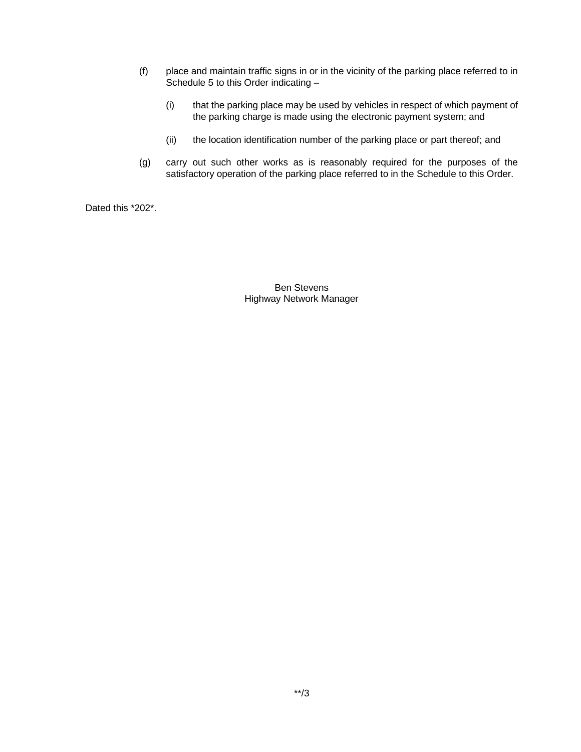(f) place and maintain traffic signs in or in the vicinity of the parking place referred to in Schedule 5 to this Order indicating –

  (i) that the parking place may be used by vehicles in respect of which payment of the parking charge is made using the electronic payment system; and

  (ii) the location identification number of the parking place or part thereof; and

(g) carry out such other works as is reasonably required for the purposes of the satisfactory operation of the parking place referred to in the Schedule to this Order.

Dated this *202*.

Ben Stevens
Highway Network Manager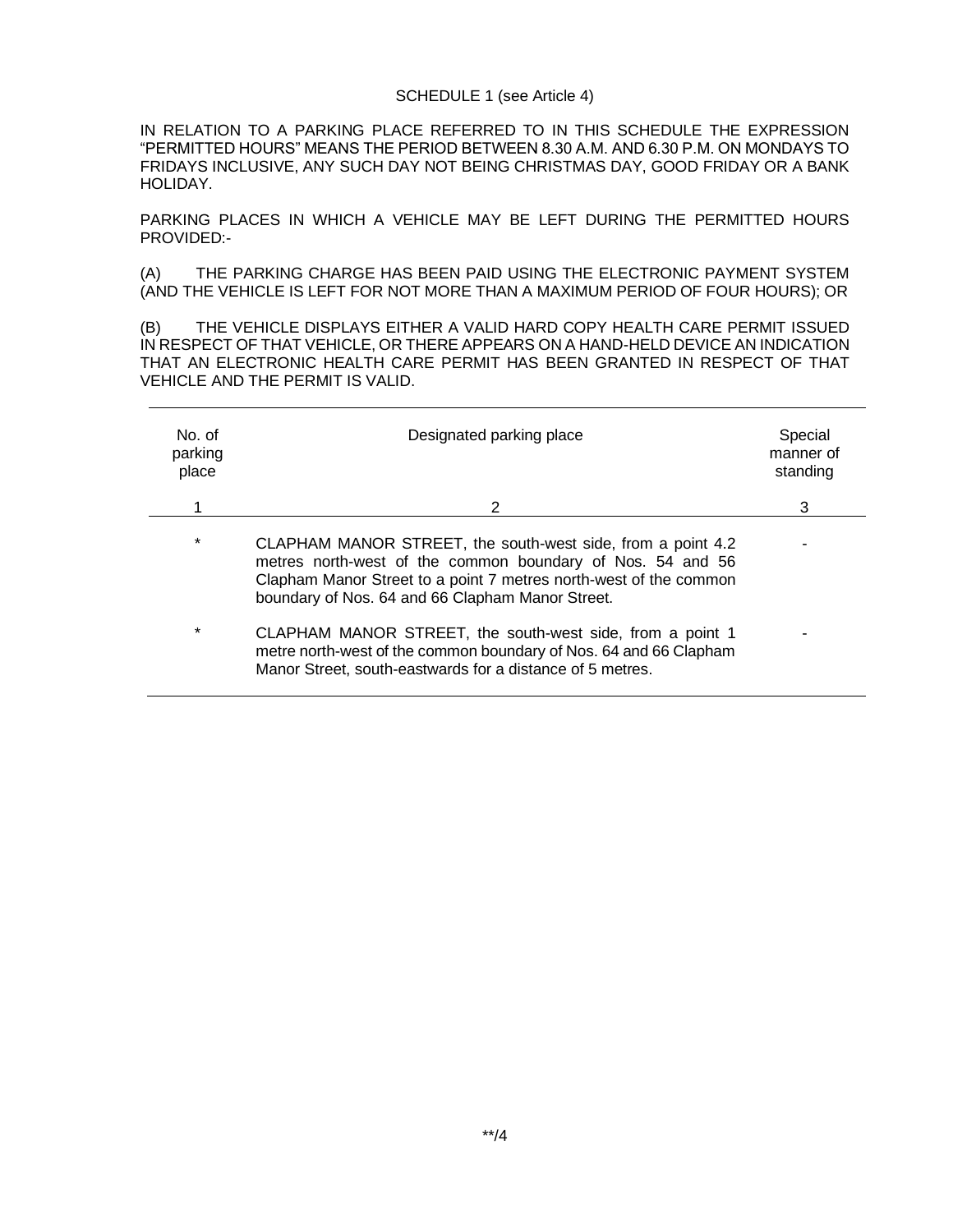SCHEDULE 1 (see Article 4)

IN RELATION TO A PARKING PLACE REFERRED TO IN THIS SCHEDULE THE EXPRESSION "PERMITTED HOURS" MEANS THE PERIOD BETWEEN 8.30 A.M. AND 6.30 P.M. ON MONDAYS TO FRIDAYS INCLUSIVE, ANY SUCH DAY NOT BEING CHRISTMAS DAY, GOOD FRIDAY OR A BANK HOLIDAY.

PARKING PLACES IN WHICH A VEHICLE MAY BE LEFT DURING THE PERMITTED HOURS PROVIDED:-

(A) THE PARKING CHARGE HAS BEEN PAID USING THE ELECTRONIC PAYMENT SYSTEM (AND THE VEHICLE IS LEFT FOR NOT MORE THAN A MAXIMUM PERIOD OF FOUR HOURS); OR

(B) THE VEHICLE DISPLAYS EITHER A VALID HARD COPY HEALTH CARE PERMIT ISSUED IN RESPECT OF THAT VEHICLE, OR THERE APPEARS ON A HAND-HELD DEVICE AN INDICATION THAT AN ELECTRONIC HEALTH CARE PERMIT HAS BEEN GRANTED IN RESPECT OF THAT VEHICLE AND THE PERMIT IS VALID.

| No. of parking place | Designated parking place | Special manner of standing |
|---|---|---|
| 1 | 2 | 3 |
| * | CLAPHAM MANOR STREET, the south-west side, from a point 4.2 metres north-west of the common boundary of Nos. 54 and 56 Clapham Manor Street to a point 7 metres north-west of the common boundary of Nos. 64 and 66 Clapham Manor Street. | - |
| * | CLAPHAM MANOR STREET, the south-west side, from a point 1 metre north-west of the common boundary of Nos. 64 and 66 Clapham Manor Street, south-eastwards for a distance of 5 metres. | - |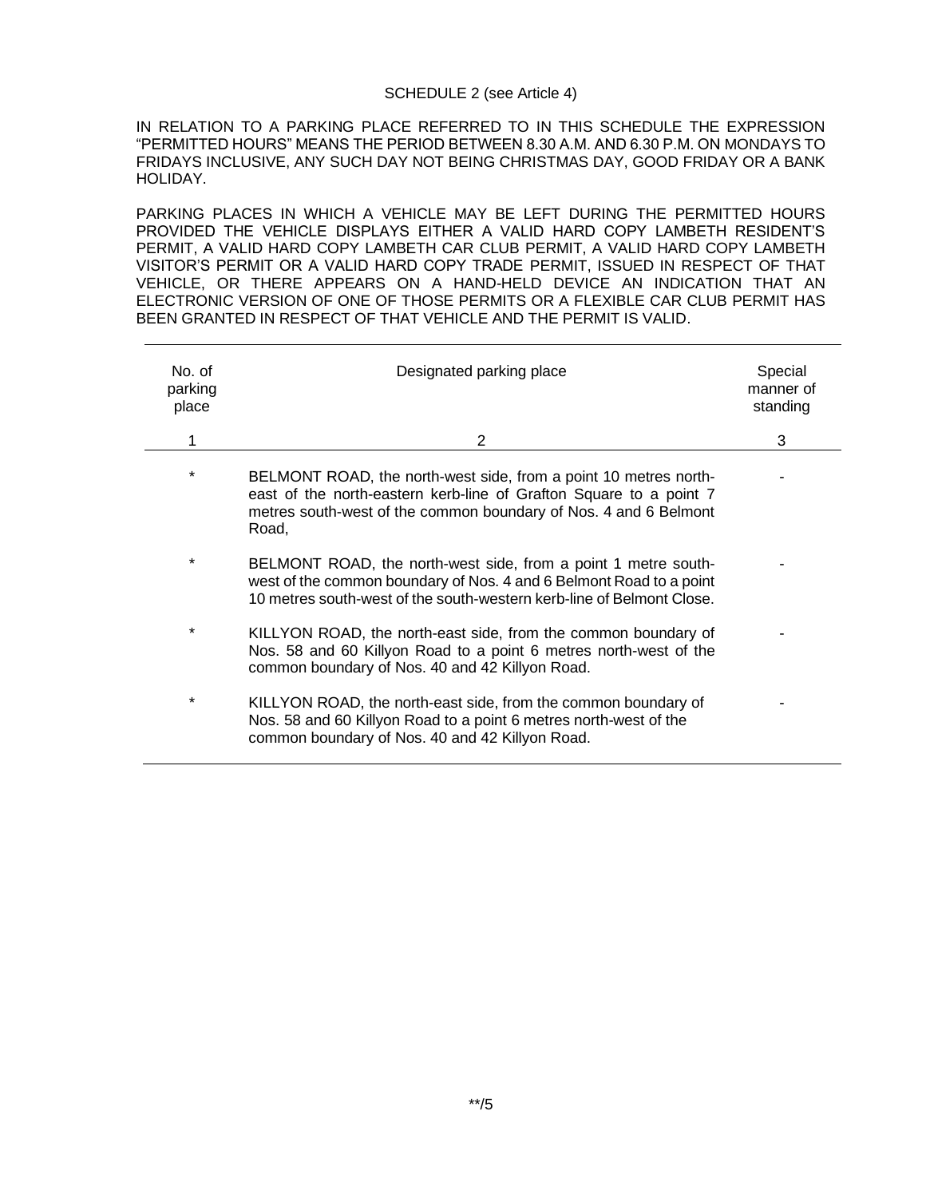SCHEDULE 2 (see Article 4)

IN RELATION TO A PARKING PLACE REFERRED TO IN THIS SCHEDULE THE EXPRESSION "PERMITTED HOURS" MEANS THE PERIOD BETWEEN 8.30 A.M. AND 6.30 P.M. ON MONDAYS TO FRIDAYS INCLUSIVE, ANY SUCH DAY NOT BEING CHRISTMAS DAY, GOOD FRIDAY OR A BANK HOLIDAY.

PARKING PLACES IN WHICH A VEHICLE MAY BE LEFT DURING THE PERMITTED HOURS PROVIDED THE VEHICLE DISPLAYS EITHER A VALID HARD COPY LAMBETH RESIDENT'S PERMIT, A VALID HARD COPY LAMBETH CAR CLUB PERMIT, A VALID HARD COPY LAMBETH VISITOR'S PERMIT OR A VALID HARD COPY TRADE PERMIT, ISSUED IN RESPECT OF THAT VEHICLE, OR THERE APPEARS ON A HAND-HELD DEVICE AN INDICATION THAT AN ELECTRONIC VERSION OF ONE OF THOSE PERMITS OR A FLEXIBLE CAR CLUB PERMIT HAS BEEN GRANTED IN RESPECT OF THAT VEHICLE AND THE PERMIT IS VALID.

| No. of parking place | Designated parking place | Special manner of standing |
|---|---|---|
| 1 | 2 | 3 |
| * | BELMONT ROAD, the north-west side, from a point 10 metres north-east of the north-eastern kerb-line of Grafton Square to a point 7 metres south-west of the common boundary of Nos. 4 and 6 Belmont Road, | - |
| * | BELMONT ROAD, the north-west side, from a point 1 metre south-west of the common boundary of Nos. 4 and 6 Belmont Road to a point 10 metres south-west of the south-western kerb-line of Belmont Close. | - |
| * | KILLYON ROAD, the north-east side, from the common boundary of Nos. 58 and 60 Killyon Road to a point 6 metres north-west of the common boundary of Nos. 40 and 42 Killyon Road. | - |
| * | KILLYON ROAD, the north-east side, from the common boundary of Nos. 58 and 60 Killyon Road to a point 6 metres north-west of the common boundary of Nos. 40 and 42 Killyon Road. | - |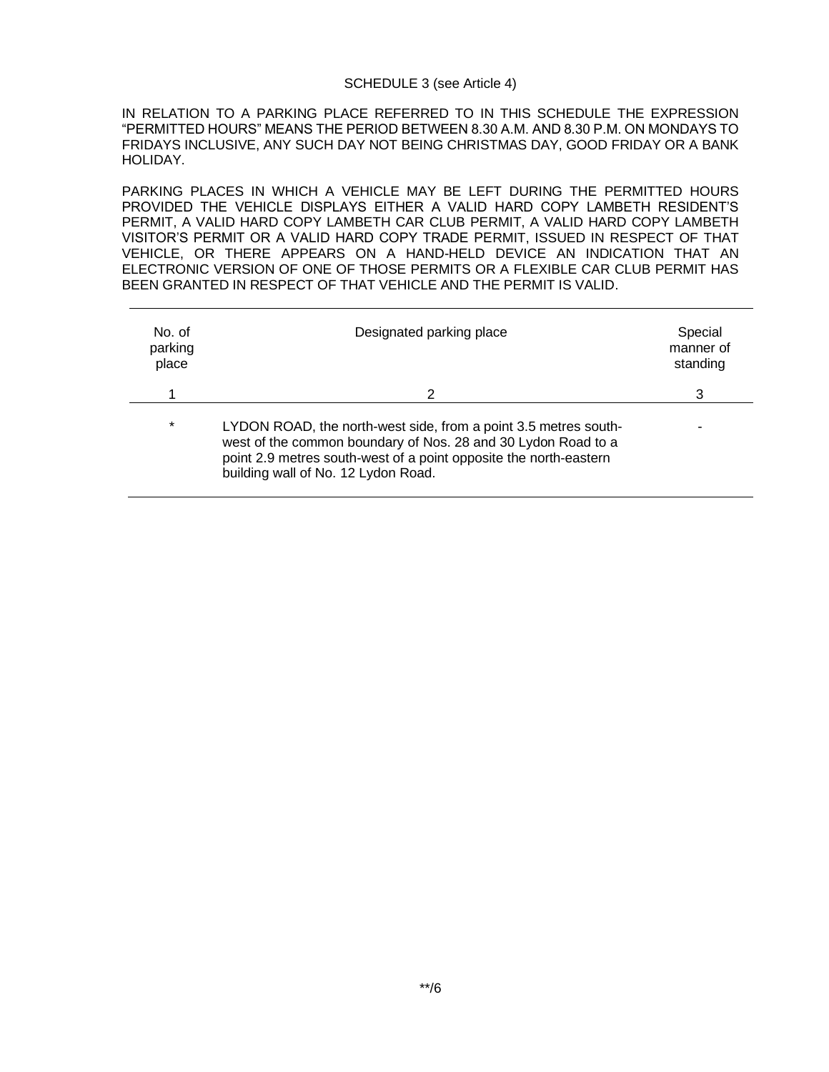SCHEDULE 3 (see Article 4)

IN RELATION TO A PARKING PLACE REFERRED TO IN THIS SCHEDULE THE EXPRESSION "PERMITTED HOURS" MEANS THE PERIOD BETWEEN 8.30 A.M. AND 8.30 P.M. ON MONDAYS TO FRIDAYS INCLUSIVE, ANY SUCH DAY NOT BEING CHRISTMAS DAY, GOOD FRIDAY OR A BANK HOLIDAY.

PARKING PLACES IN WHICH A VEHICLE MAY BE LEFT DURING THE PERMITTED HOURS PROVIDED THE VEHICLE DISPLAYS EITHER A VALID HARD COPY LAMBETH RESIDENT'S PERMIT, A VALID HARD COPY LAMBETH CAR CLUB PERMIT, A VALID HARD COPY LAMBETH VISITOR'S PERMIT OR A VALID HARD COPY TRADE PERMIT, ISSUED IN RESPECT OF THAT VEHICLE, OR THERE APPEARS ON A HAND-HELD DEVICE AN INDICATION THAT AN ELECTRONIC VERSION OF ONE OF THOSE PERMITS OR A FLEXIBLE CAR CLUB PERMIT HAS BEEN GRANTED IN RESPECT OF THAT VEHICLE AND THE PERMIT IS VALID.

| No. of parking place | Designated parking place | Special manner of standing |
|---|---|---|
| 1 | 2 | 3 |
| * | LYDON ROAD, the north-west side, from a point 3.5 metres south-west of the common boundary of Nos. 28 and 30 Lydon Road to a point 2.9 metres south-west of a point opposite the north-eastern building wall of No. 12 Lydon Road. | - |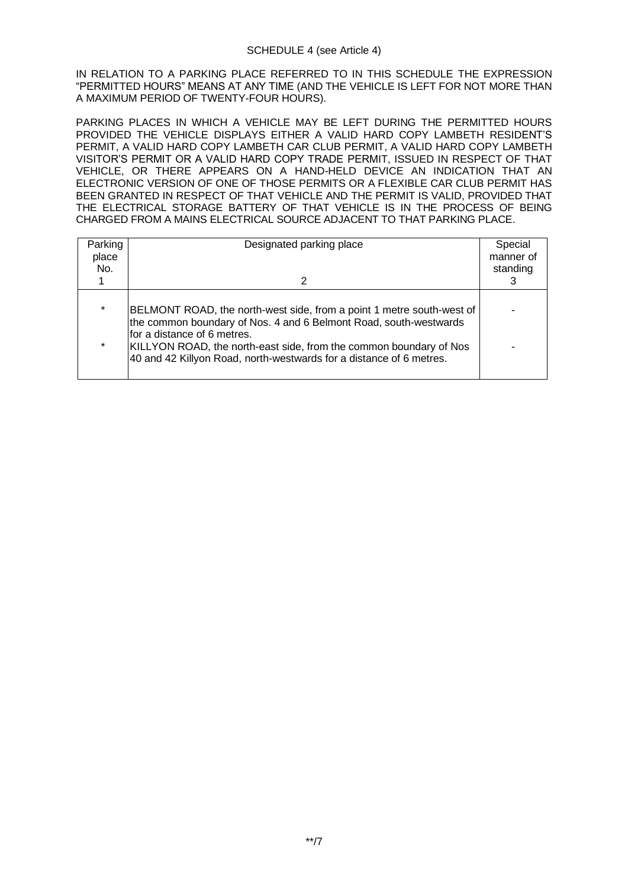SCHEDULE 4 (see Article 4)

IN RELATION TO A PARKING PLACE REFERRED TO IN THIS SCHEDULE THE EXPRESSION "PERMITTED HOURS" MEANS AT ANY TIME (AND THE VEHICLE IS LEFT FOR NOT MORE THAN A MAXIMUM PERIOD OF TWENTY-FOUR HOURS).

PARKING PLACES IN WHICH A VEHICLE MAY BE LEFT DURING THE PERMITTED HOURS PROVIDED THE VEHICLE DISPLAYS EITHER A VALID HARD COPY LAMBETH RESIDENT'S PERMIT, A VALID HARD COPY LAMBETH CAR CLUB PERMIT, A VALID HARD COPY LAMBETH VISITOR'S PERMIT OR A VALID HARD COPY TRADE PERMIT, ISSUED IN RESPECT OF THAT VEHICLE, OR THERE APPEARS ON A HAND-HELD DEVICE AN INDICATION THAT AN ELECTRONIC VERSION OF ONE OF THOSE PERMITS OR A FLEXIBLE CAR CLUB PERMIT HAS BEEN GRANTED IN RESPECT OF THAT VEHICLE AND THE PERMIT IS VALID, PROVIDED THAT THE ELECTRICAL STORAGE BATTERY OF THAT VEHICLE IS IN THE PROCESS OF BEING CHARGED FROM A MAINS ELECTRICAL SOURCE ADJACENT TO THAT PARKING PLACE.

| Parking place No. 1 | Designated parking place 2 | Special manner of standing 3 |
|---|---|---|
| * | BELMONT ROAD, the north-west side, from a point 1 metre south-west of the common boundary of Nos. 4 and 6 Belmont Road, south-westwards for a distance of 6 metres. | - |
| * | KILLYON ROAD, the north-east side, from the common boundary of Nos 40 and 42 Killyon Road, north-westwards for a distance of 6 metres. | - |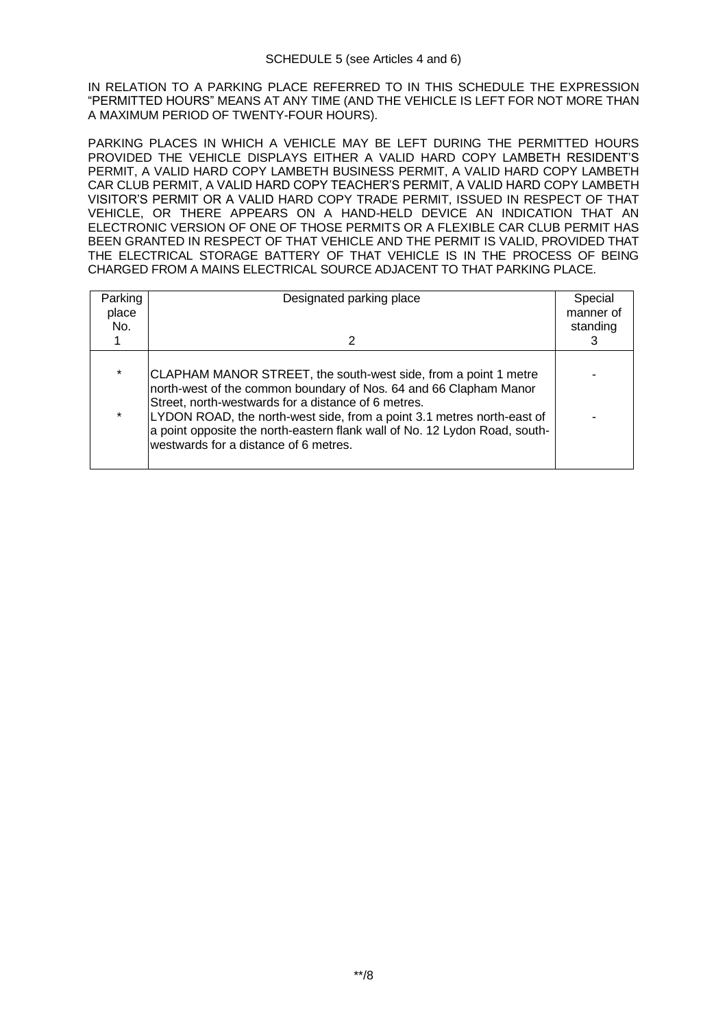SCHEDULE 5 (see Articles 4 and 6)

IN RELATION TO A PARKING PLACE REFERRED TO IN THIS SCHEDULE THE EXPRESSION "PERMITTED HOURS" MEANS AT ANY TIME (AND THE VEHICLE IS LEFT FOR NOT MORE THAN A MAXIMUM PERIOD OF TWENTY-FOUR HOURS).

PARKING PLACES IN WHICH A VEHICLE MAY BE LEFT DURING THE PERMITTED HOURS PROVIDED THE VEHICLE DISPLAYS EITHER A VALID HARD COPY LAMBETH RESIDENT'S PERMIT, A VALID HARD COPY LAMBETH BUSINESS PERMIT, A VALID HARD COPY LAMBETH CAR CLUB PERMIT, A VALID HARD COPY TEACHER'S PERMIT, A VALID HARD COPY LAMBETH VISITOR'S PERMIT OR A VALID HARD COPY TRADE PERMIT, ISSUED IN RESPECT OF THAT VEHICLE, OR THERE APPEARS ON A HAND-HELD DEVICE AN INDICATION THAT AN ELECTRONIC VERSION OF ONE OF THOSE PERMITS OR A FLEXIBLE CAR CLUB PERMIT HAS BEEN GRANTED IN RESPECT OF THAT VEHICLE AND THE PERMIT IS VALID, PROVIDED THAT THE ELECTRICAL STORAGE BATTERY OF THAT VEHICLE IS IN THE PROCESS OF BEING CHARGED FROM A MAINS ELECTRICAL SOURCE ADJACENT TO THAT PARKING PLACE.

| Parking place No. 1 | Designated parking place 2 | Special manner of standing 3 |
|---|---|---|
| * | CLAPHAM MANOR STREET, the south-west side, from a point 1 metre north-west of the common boundary of Nos. 64 and 66 Clapham Manor Street, north-westwards for a distance of 6 metres. | - |
| * | LYDON ROAD, the north-west side, from a point 3.1 metres north-east of a point opposite the north-eastern flank wall of No. 12 Lydon Road, south-westwards for a distance of 6 metres. | - |